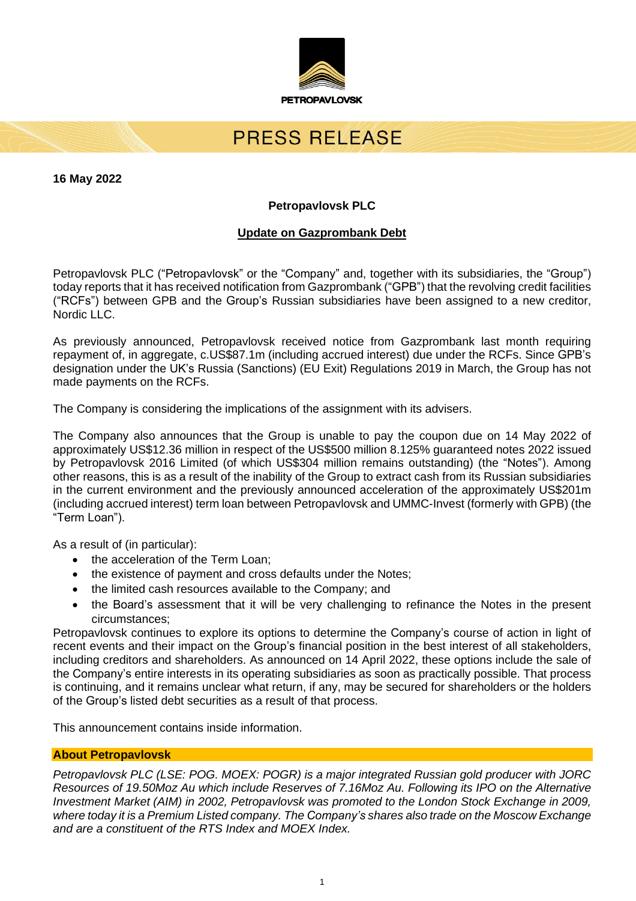PETROPAVLOVSK

# PRESS RELEASE

**16 May 2022**

**Petropavlovsk PLC**

## Update on Gazprombank Debt

Petropavlovsk PLC ("Petropavlovsk" or the "Company" and, together with its subsidiaries, the "Group") today reports that it has received notification from Gazprombank ("GPB") that the revolving credit facilities ("RCFs") between GPB and the Group's Russian subsidiaries have been assigned to a new creditor, Nordic LLC.

As previously announced, Petropavlovsk received notice from Gazprombank last month requiring repayment of, in aggregate, c.US$87.1m (including accrued interest) due under the RCFs. Since GPB's designation under the UK's Russia (Sanctions) (EU Exit) Regulations 2019 in March, the Group has not made payments on the RCFs.

The Company is considering the implications of the assignment with its advisers.

The Company also announces that the Group is unable to pay the coupon due on 14 May 2022 of approximately US$12.36 million in respect of the US$500 million 8.125% guaranteed notes 2022 issued by Petropavlovsk 2016 Limited (of which US$304 million remains outstanding) (the "Notes"). Among other reasons, this is as a result of the inability of the Group to extract cash from its Russian subsidiaries in the current environment and the previously announced acceleration of the approximately US$201m (including accrued interest) term loan between Petropavlovsk and UMMC-Invest (formerly with GPB) (the "Term Loan").

As a result of (in particular):

- the acceleration of the Term Loan;
- the existence of payment and cross defaults under the Notes;
- the limited cash resources available to the Company; and
- the Board's assessment that it will be very challenging to refinance the Notes in the present circumstances;

Petropavlovsk continues to explore its options to determine the Company's course of action in light of recent events and their impact on the Group's financial position in the best interest of all stakeholders, including creditors and shareholders. As announced on 14 April 2022, these options include the sale of the Company's entire interests in its operating subsidiaries as soon as practically possible. That process is continuing, and it remains unclear what return, if any, may be secured for shareholders or the holders of the Group's listed debt securities as a result of that process.

This announcement contains inside information.

### About Petropavlovsk

*Petropavlovsk PLC (LSE: POG. MOEX: POGR) is a major integrated Russian gold producer with JORC Resources of 19.50Moz Au which include Reserves of 7.16Moz Au. Following its IPO on the Alternative Investment Market (AIM) in 2002, Petropavlovsk was promoted to the London Stock Exchange in 2009, where today it is a Premium Listed company. The Company's shares also trade on the Moscow Exchange and are a constituent of the RTS Index and MOEX Index.*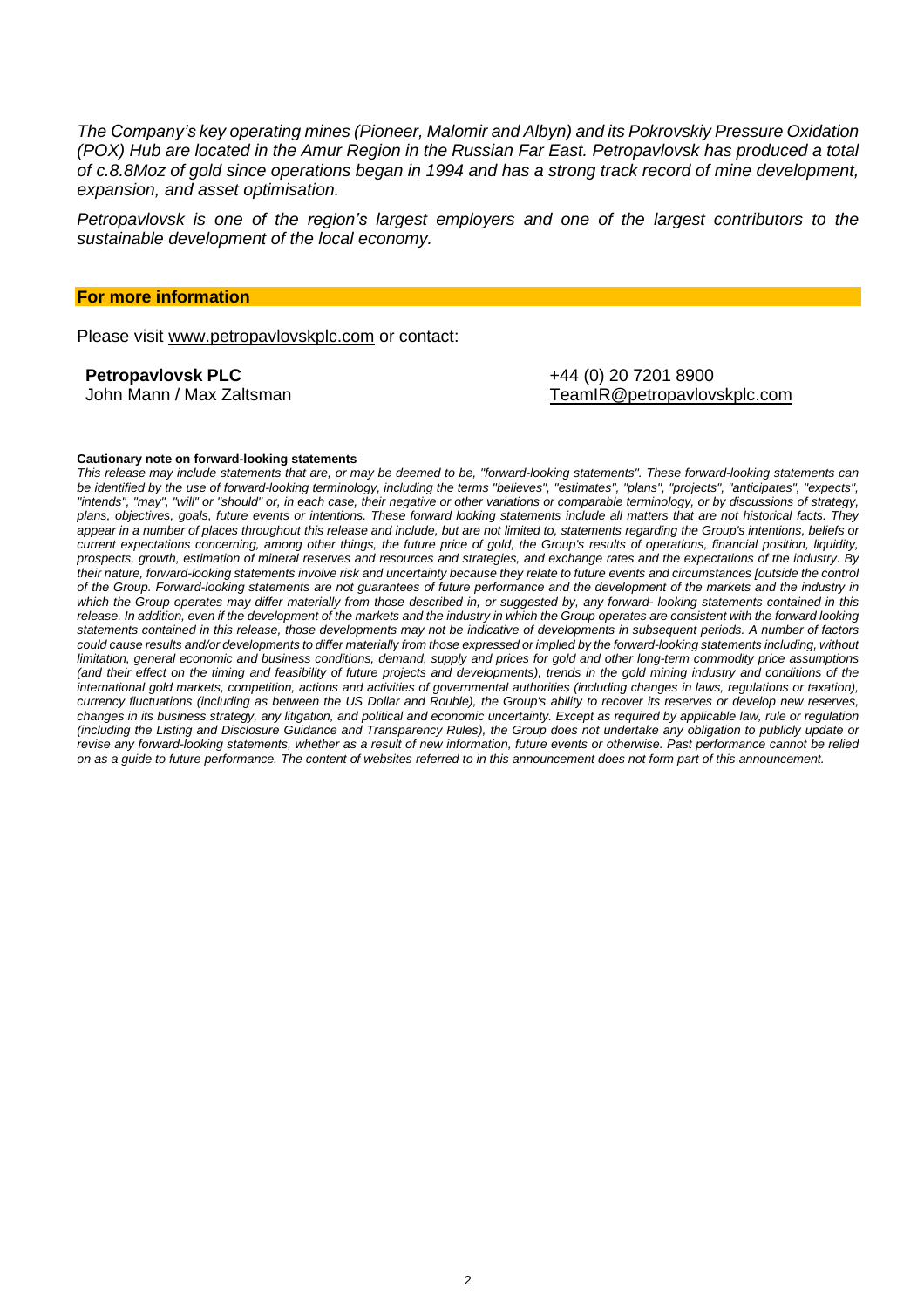*The Company's key operating mines (Pioneer, Malomir and Albyn) and its Pokrovskiy Pressure Oxidation (POX) Hub are located in the Amur Region in the Russian Far East. Petropavlovsk has produced a total of c.8.8Moz of gold since operations began in 1994 and has a strong track record of mine development, expansion, and asset optimisation.*

*Petropavlovsk is one of the region's largest employers and one of the largest contributors to the sustainable development of the local economy.*

## For more information

Please visit www.petropavlovskplc.com or contact:

| | |
|---|---|
| **Petropavlovsk PLC** | +44 (0) 20 7201 8900 |
| John Mann / Max Zaltsman | TeamIR@petropavlovskplc.com |

**Cautionary note on forward-looking statements**

*This release may include statements that are, or may be deemed to be, "forward-looking statements". These forward-looking statements can be identified by the use of forward-looking terminology, including the terms "believes", "estimates", "plans", "projects", "anticipates", "expects", "intends", "may", "will" or "should" or, in each case, their negative or other variations or comparable terminology, or by discussions of strategy, plans, objectives, goals, future events or intentions. These forward looking statements include all matters that are not historical facts. They appear in a number of places throughout this release and include, but are not limited to, statements regarding the Group's intentions, beliefs or current expectations concerning, among other things, the future price of gold, the Group's results of operations, financial position, liquidity, prospects, growth, estimation of mineral reserves and resources and strategies, and exchange rates and the expectations of the industry. By their nature, forward-looking statements involve risk and uncertainty because they relate to future events and circumstances [outside the control of the Group. Forward-looking statements are not guarantees of future performance and the development of the markets and the industry in which the Group operates may differ materially from those described in, or suggested by, any forward- looking statements contained in this release. In addition, even if the development of the markets and the industry in which the Group operates are consistent with the forward looking statements contained in this release, those developments may not be indicative of developments in subsequent periods. A number of factors could cause results and/or developments to differ materially from those expressed or implied by the forward-looking statements including, without limitation, general economic and business conditions, demand, supply and prices for gold and other long-term commodity price assumptions (and their effect on the timing and feasibility of future projects and developments), trends in the gold mining industry and conditions of the international gold markets, competition, actions and activities of governmental authorities (including changes in laws, regulations or taxation), currency fluctuations (including as between the US Dollar and Rouble), the Group's ability to recover its reserves or develop new reserves, changes in its business strategy, any litigation, and political and economic uncertainty. Except as required by applicable law, rule or regulation (including the Listing and Disclosure Guidance and Transparency Rules), the Group does not undertake any obligation to publicly update or revise any forward-looking statements, whether as a result of new information, future events or otherwise. Past performance cannot be relied on as a guide to future performance. The content of websites referred to in this announcement does not form part of this announcement.*